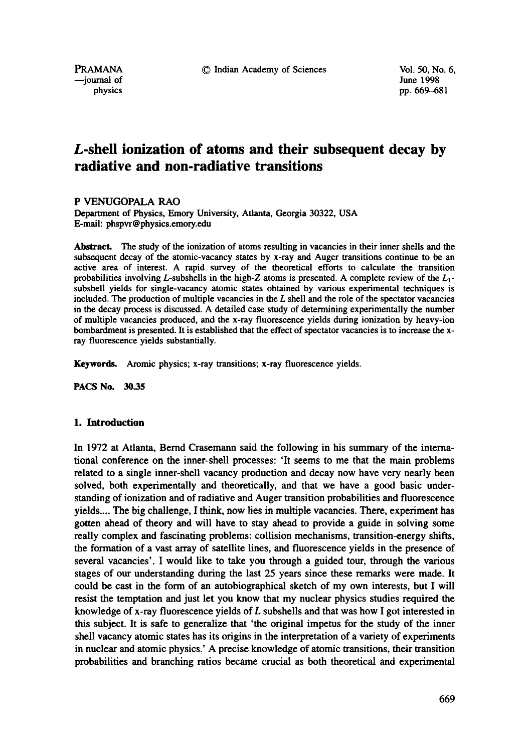# *L*-shell ionization of atoms and their subsequent decay by radiative and non-radiative transitions

P VENUGOPALA RAO

Department of Physics, Emory University, Atlanta, Georgia 30322, USA
E-mail: phspvr@physics.emory.edu

**Abstract.** The study of the ionization of atoms resulting in vacancies in their inner shells and the subsequent decay of the atomic-vacancy states by x-ray and Auger transitions continue to be an active area of interest. A rapid survey of the theoretical efforts to calculate the transition probabilities involving *L*-subshells in the high-*Z* atoms is presented. A complete review of the $L_1$-subshell yields for single-vacancy atomic states obtained by various experimental techniques is included. The production of multiple vacancies in the *L* shell and the role of the spectator vacancies in the decay process is discussed. A detailed case study of determining experimentally the number of multiple vacancies produced, and the x-ray fluorescence yields during ionization by heavy-ion bombardment is presented. It is established that the effect of spectator vacancies is to increase the x-ray fluorescence yields substantially.

**Keywords.** Aromic physics; x-ray transitions; x-ray fluorescence yields.

**PACS No.** 30.35

## 1. Introduction

In 1972 at Atlanta, Bernd Crasemann said the following in his summary of the international conference on the inner-shell processes: 'It seems to me that the main problems related to a single inner-shell vacancy production and decay now have very nearly been solved, both experimentally and theoretically, and that we have a good basic understanding of ionization and of radiative and Auger transition probabilities and fluorescence yields.... The big challenge, I think, now lies in multiple vacancies. There, experiment has gotten ahead of theory and will have to stay ahead to provide a guide in solving some really complex and fascinating problems: collision mechanisms, transition-energy shifts, the formation of a vast array of satellite lines, and fluorescence yields in the presence of several vacancies'. I would like to take you through a guided tour, through the various stages of our understanding during the last 25 years since these remarks were made. It could be cast in the form of an autobiographical sketch of my own interests, but I will resist the temptation and just let you know that my nuclear physics studies required the knowledge of x-ray fluorescence yields of *L* subshells and that was how I got interested in this subject. It is safe to generalize that 'the original impetus for the study of the inner shell vacancy atomic states has its origins in the interpretation of a variety of experiments in nuclear and atomic physics.' A precise knowledge of atomic transitions, their transition probabilities and branching ratios became crucial as both theoretical and experimental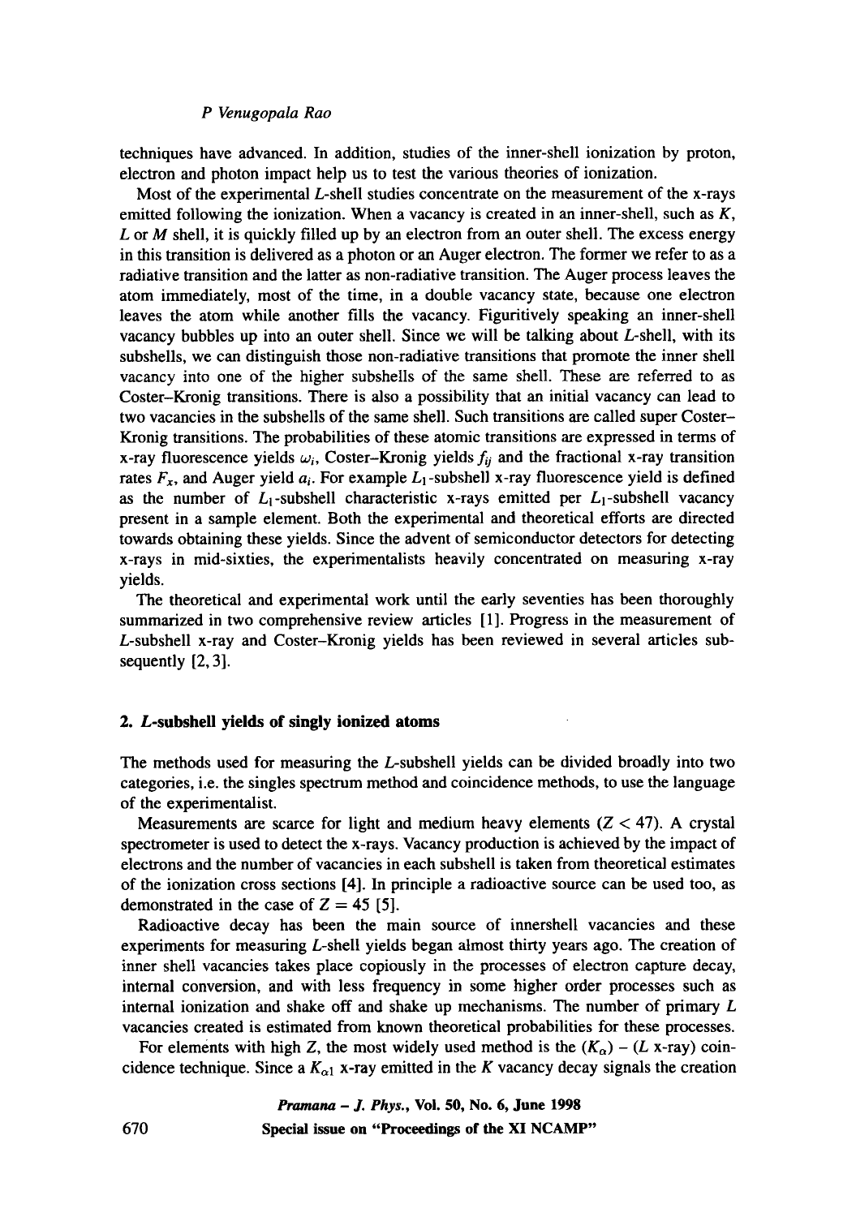techniques have advanced. In addition, studies of the inner-shell ionization by proton, electron and photon impact help us to test the various theories of ionization.

Most of the experimental $L$-shell studies concentrate on the measurement of the x-rays emitted following the ionization. When a vacancy is created in an inner-shell, such as $K$, $L$ or $M$ shell, it is quickly filled up by an electron from an outer shell. The excess energy in this transition is delivered as a photon or an Auger electron. The former we refer to as a radiative transition and the latter as non-radiative transition. The Auger process leaves the atom immediately, most of the time, in a double vacancy state, because one electron leaves the atom while another fills the vacancy. Figuritively speaking an inner-shell vacancy bubbles up into an outer shell. Since we will be talking about $L$-shell, with its subshells, we can distinguish those non-radiative transitions that promote the inner shell vacancy into one of the higher subshells of the same shell. These are referred to as Coster–Kronig transitions. There is also a possibility that an initial vacancy can lead to two vacancies in the subshells of the same shell. Such transitions are called super Coster–Kronig transitions. The probabilities of these atomic transitions are expressed in terms of x-ray fluorescence yields $\omega_i$, Coster–Kronig yields $f_{ij}$ and the fractional x-ray transition rates $F_x$, and Auger yield $a_i$. For example $L_1$-subshell x-ray fluorescence yield is defined as the number of $L_1$-subshell characteristic x-rays emitted per $L_1$-subshell vacancy present in a sample element. Both the experimental and theoretical efforts are directed towards obtaining these yields. Since the advent of semiconductor detectors for detecting x-rays in mid-sixties, the experimentalists heavily concentrated on measuring x-ray yields.

The theoretical and experimental work until the early seventies has been thoroughly summarized in two comprehensive review articles [1]. Progress in the measurement of $L$-subshell x-ray and Coster–Kronig yields has been reviewed in several articles subsequently [2, 3].

## 2. $L$-subshell yields of singly ionized atoms

The methods used for measuring the $L$-subshell yields can be divided broadly into two categories, i.e. the singles spectrum method and coincidence methods, to use the language of the experimentalist.

Measurements are scarce for light and medium heavy elements ($Z < 47$). A crystal spectrometer is used to detect the x-rays. Vacancy production is achieved by the impact of electrons and the number of vacancies in each subshell is taken from theoretical estimates of the ionization cross sections [4]. In principle a radioactive source can be used too, as demonstrated in the case of $Z = 45$ [5].

Radioactive decay has been the main source of innershell vacancies and these experiments for measuring $L$-shell yields began almost thirty years ago. The creation of inner shell vacancies takes place copiously in the processes of electron capture decay, internal conversion, and with less frequency in some higher order processes such as internal ionization and shake off and shake up mechanisms. The number of primary $L$ vacancies created is estimated from known theoretical probabilities for these processes.

For elements with high $Z$, the most widely used method is the $(K_\alpha)$ – ($L$ x-ray) coincidence technique. Since a $K_{\alpha 1}$ x-ray emitted in the $K$ vacancy decay signals the creation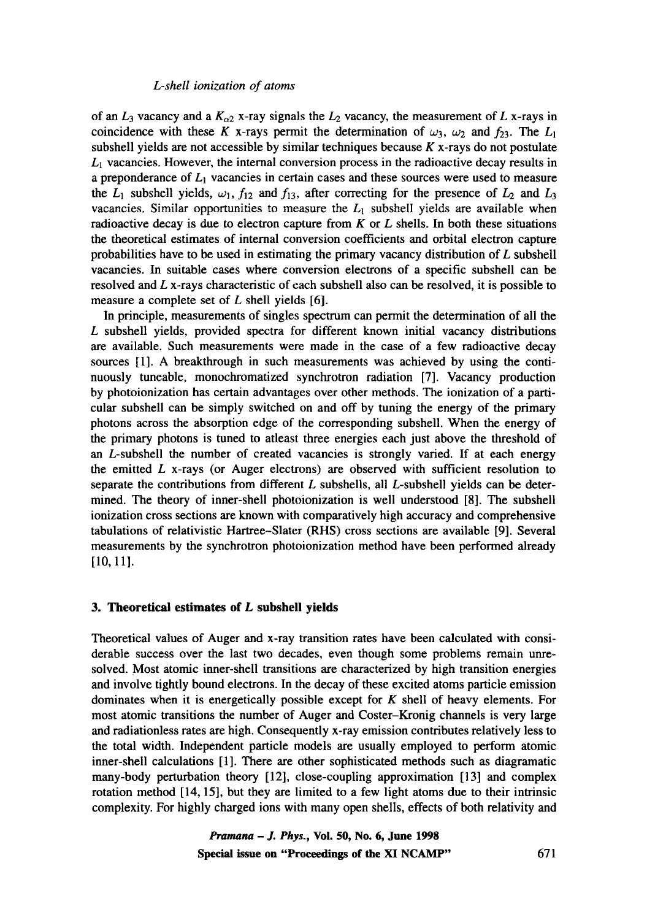of an $L_3$ vacancy and a $K_{\alpha 2}$ x-ray signals the $L_2$ vacancy, the measurement of $L$ x-rays in coincidence with these $K$ x-rays permit the determination of $\omega_3$, $\omega_2$ and $f_{23}$. The $L_1$ subshell yields are not accessible by similar techniques because $K$ x-rays do not postulate $L_1$ vacancies. However, the internal conversion process in the radioactive decay results in a preponderance of $L_1$ vacancies in certain cases and these sources were used to measure the $L_1$ subshell yields, $\omega_1$, $f_{12}$ and $f_{13}$, after correcting for the presence of $L_2$ and $L_3$ vacancies. Similar opportunities to measure the $L_1$ subshell yields are available when radioactive decay is due to electron capture from $K$ or $L$ shells. In both these situations the theoretical estimates of internal conversion coefficients and orbital electron capture probabilities have to be used in estimating the primary vacancy distribution of $L$ subshell vacancies. In suitable cases where conversion electrons of a specific subshell can be resolved and $L$ x-rays characteristic of each subshell also can be resolved, it is possible to measure a complete set of $L$ shell yields [6].

In principle, measurements of singles spectrum can permit the determination of all the $L$ subshell yields, provided spectra for different known initial vacancy distributions are available. Such measurements were made in the case of a few radioactive decay sources [1]. A breakthrough in such measurements was achieved by using the continuously tuneable, monochromatized synchrotron radiation [7]. Vacancy production by photoionization has certain advantages over other methods. The ionization of a particular subshell can be simply switched on and off by tuning the energy of the primary photons across the absorption edge of the corresponding subshell. When the energy of the primary photons is tuned to atleast three energies each just above the threshold of an $L$-subshell the number of created vacancies is strongly varied. If at each energy the emitted $L$ x-rays (or Auger electrons) are observed with sufficient resolution to separate the contributions from different $L$ subshells, all $L$-subshell yields can be determined. The theory of inner-shell photoionization is well understood [8]. The subshell ionization cross sections are known with comparatively high accuracy and comprehensive tabulations of relativistic Hartree–Slater (RHS) cross sections are available [9]. Several measurements by the synchrotron photoionization method have been performed already [10, 11].

## 3. Theoretical estimates of $L$ subshell yields

Theoretical values of Auger and x-ray transition rates have been calculated with considerable success over the last two decades, even though some problems remain unresolved. Most atomic inner-shell transitions are characterized by high transition energies and involve tightly bound electrons. In the decay of these excited atoms particle emission dominates when it is energetically possible except for $K$ shell of heavy elements. For most atomic transitions the number of Auger and Coster–Kronig channels is very large and radiationless rates are high. Consequently x-ray emission contributes relatively less to the total width. Independent particle models are usually employed to perform atomic inner-shell calculations [1]. There are other sophisticated methods such as diagramatic many-body perturbation theory [12], close-coupling approximation [13] and complex rotation method [14, 15], but they are limited to a few light atoms due to their intrinsic complexity. For highly charged ions with many open shells, effects of both relativity and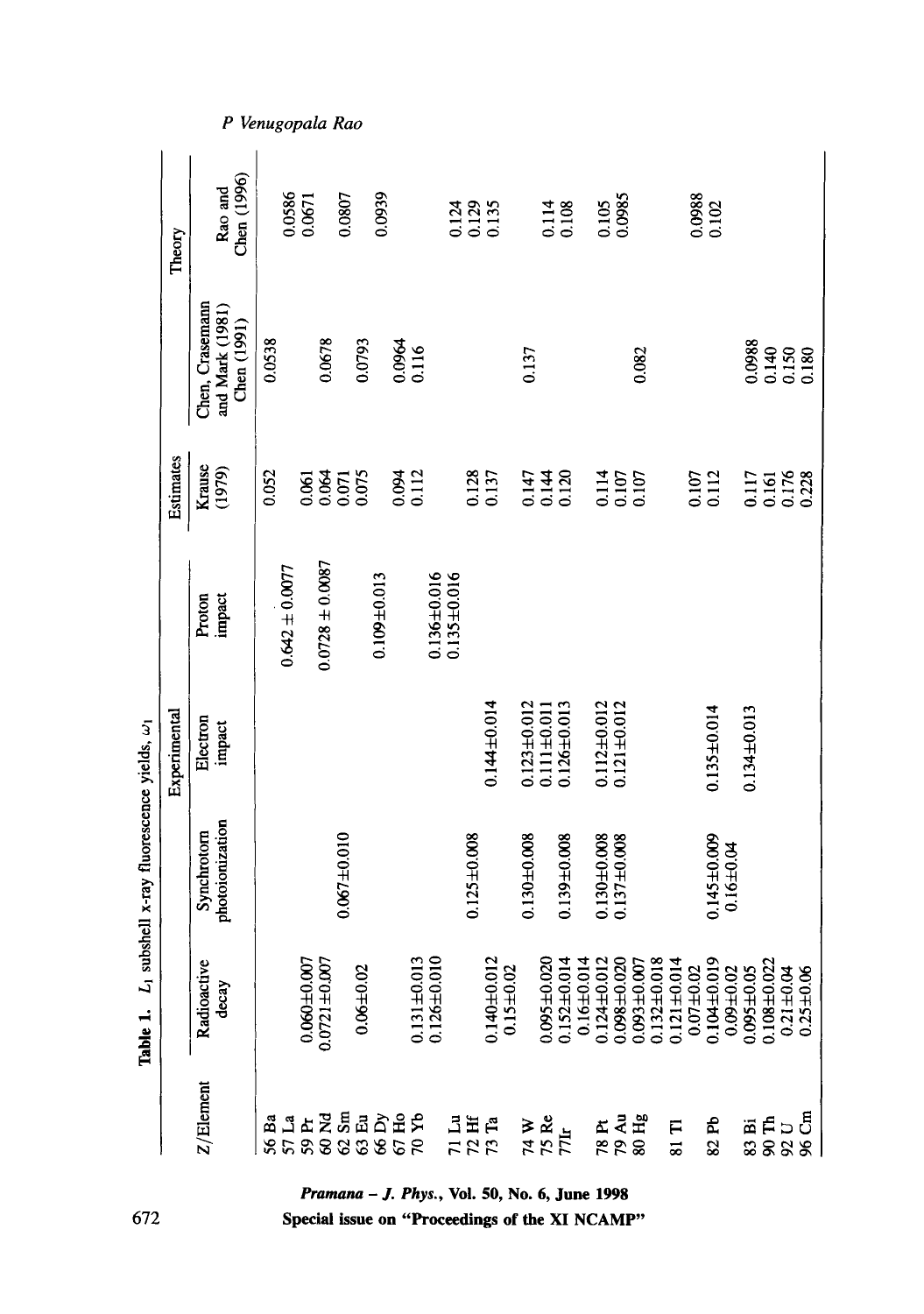**Table 1.** $L_1$ subshell x-ray fluorescence yields, $\omega_1$

| Z/Element | Experimental | | | | Estimates | | Theory |
|---|---|---|---|---|---|---|---|
| | Radioactive decay | Synchrotorn photoionization | Electron impact | Proton impact | Krause (1979) | Chen, Crasemann and Mark (1981) Chen (1991) | Rao and Chen (1996) |
| 56 Ba | | | | | 0.052 | 0.0538 | |
| 57 La | | | | 0.642 ± 0.0077 | | | 0.0586 |
| 59 Pr | 0.060±0.007 | | | | 0.061 | | 0.0671 |
| 60 Nd | 0.0721±0.007 | | | 0.0728 ± 0.0087 | 0.064 | 0.0678 | |
| 62 Sm | | 0.067±0.010 | | | 0.071 | | 0.0807 |
| 63 Eu | 0.06±0.02 | | | | 0.075 | 0.0793 | |
| 66 Dy | | | | 0.109±0.013 | | | 0.0939 |
| 67 Ho | 0.131±0.013 | | | | 0.094 | 0.0964 | |
| 70 Yb | 0.126±0.010 | | | 0.136±0.016 | 0.112 | 0.116 | |
| | | | | 0.135±0.016 | | | |
| 71 Lu | | | | | | | 0.124 |
| 72 Hf | | 0.125±0.008 | | | 0.128 | | 0.129 |
| 73 Ta | 0.140±0.012 | | 0.144±0.014 | | 0.137 | | 0.135 |
| | 0.15±0.02 | | | | | | |
| 74 W | 0.095±0.020 | 0.130±0.008 | 0.123±0.012 | | 0.147 | 0.137 | 0.114 |
| 75 Re | 0.152±0.014 | | 0.111±0.011 | | 0.144 | | 0.108 |
| 77Ir | 0.16±0.014 | 0.139±0.008 | 0.126±0.013 | | 0.120 | | |
| 78 Pt | 0.124±0.012 | 0.130±0.008 | 0.112±0.012 | | 0.114 | | 0.105 |
| 79 Au | 0.098±0.020 | 0.137±0.008 | 0.121±0.012 | | 0.107 | | 0.0985 |
| 80 Hg | 0.093±0.007 | | | | 0.107 | 0.082 | |
| | 0.132±0.018 | | | | | | |
| 81 Tl | 0.121±0.014 | | | | 0.107 | | 0.0988 |
| | 0.07±0.02 | | | | | | |
| 82 Pb | 0.104±0.019 | 0.145±0.009 | 0.135±0.014 | | 0.112 | | 0.102 |
| | 0.09±0.02 | 0.16±0.04 | | | | | |
| 83 Bi | 0.095±0.05 | | 0.134±0.013 | | 0.117 | 0.0988 | |
| 90 Th | 0.108±0.022 | | | | 0.161 | 0.140 | |
| 92 U | 0.21±0.04 | | | | 0.176 | 0.150 | |
| 96 Cm | 0.25±0.06 | | | | 0.228 | 0.180 | |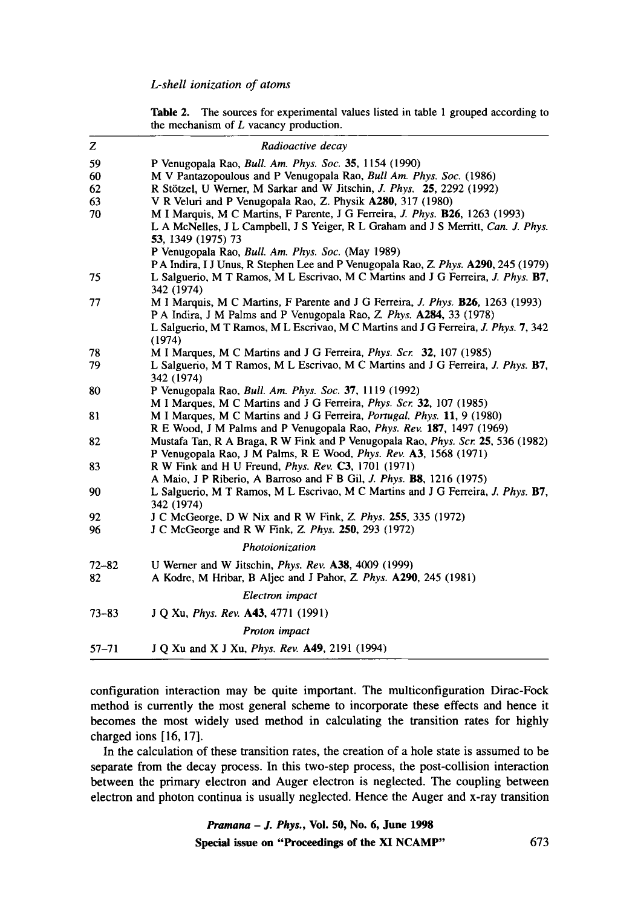**Table 2.** The sources for experimental values listed in table 1 grouped according to the mechanism of $L$ vacancy production.

| Z | |
|---|---|
| | *Radioactive decay* |
| 59 | P Venugopala Rao, *Bull. Am. Phys. Soc.* **35**, 1154 (1990) |
| 60 | M V Pantazopoulous and P Venugopala Rao, *Bull Am. Phys. Soc.* (1986) |
| 62 | R Stötzel, U Werner, M Sarkar and W Jitschin, *J. Phys.* **25**, 2292 (1992) |
| 63 | V R Veluri and P Venugopala Rao, Z. Physik **A280**, 317 (1980) |
| 70 | M I Marquis, M C Martins, F Parente, J G Ferreira, *J. Phys.* **B26**, 1263 (1993) |
| | L A McNelles, J L Campbell, J S Yeiger, R L Graham and J S Merritt, *Can. J. Phys.* **53**, 1349 (1975) 73 |
| | P Venugopala Rao, *Bull. Am. Phys. Soc.* (May 1989) |
| | P A Indira, I J Unus, R Stephen Lee and P Venugopala Rao, *Z. Phys.* **A290**, 245 (1979) |
| 75 | L Salguerio, M T Ramos, M L Escrivao, M C Martins and J G Ferreira, *J. Phys.* **B7**, 342 (1974) |
| 77 | M I Marquis, M C Martins, F Parente and J G Ferreira, *J. Phys.* **B26**, 1263 (1993) |
| | P A Indira, J M Palms and P Venugopala Rao, *Z. Phys.* **A284**, 33 (1978) |
| | L Salguerio, M T Ramos, M L Escrivao, M C Martins and J G Ferreira, *J. Phys.* **7**, 342 (1974) |
| 78 | M I Marques, M C Martins and J G Ferreira, *Phys. Scr.* **32**, 107 (1985) |
| 79 | L Salguerio, M T Ramos, M L Escrivao, M C Martins and J G Ferreira, *J. Phys.* **B7**, 342 (1974) |
| 80 | P Venugopala Rao, *Bull. Am. Phys. Soc.* **37**, 1119 (1992) |
| | M I Marques, M C Martins and J G Ferreira, *Phys. Scr.* **32**, 107 (1985) |
| 81 | M I Marques, M C Martins and J G Ferreira, *Portugal. Phys.* **11**, 9 (1980) |
| | R E Wood, J M Palms and P Venugopala Rao, *Phys. Rev.* **187**, 1497 (1969) |
| 82 | Mustafa Tan, R A Braga, R W Fink and P Venugopala Rao, *Phys. Scr.* **25**, 536 (1982) |
| | P Venugopala Rao, J M Palms, R E Wood, *Phys. Rev.* **A3**, 1568 (1971) |
| 83 | R W Fink and H U Freund, *Phys. Rev.* **C3**, 1701 (1971) |
| | A Maio, J P Riberio, A Barroso and F B Gil, *J. Phys.* **B8**, 1216 (1975) |
| 90 | L Salguerio, M T Ramos, M L Escrivao, M C Martins and J G Ferreira, *J. Phys.* **B7**, 342 (1974) |
| 92 | J C McGeorge, D W Nix and R W Fink, *Z. Phys.* **255**, 335 (1972) |
| 96 | J C McGeorge and R W Fink, *Z. Phys.* **250**, 293 (1972) |
| | *Photoionization* |
| 72–82 | U Werner and W Jitschin, *Phys. Rev.* **A38**, 4009 (1999) |
| 82 | A Kodre, M Hribar, B Aljec and J Pahor, *Z. Phys.* **A290**, 245 (1981) |
| | *Electron impact* |
| 73–83 | J Q Xu, *Phys. Rev.* **A43**, 4771 (1991) |
| | *Proton impact* |
| 57–71 | J Q Xu and X J Xu, *Phys. Rev.* **A49**, 2191 (1994) |

configuration interaction may be quite important. The multiconfiguration Dirac-Fock method is currently the most general scheme to incorporate these effects and hence it becomes the most widely used method in calculating the transition rates for highly charged ions [16, 17].

In the calculation of these transition rates, the creation of a hole state is assumed to be separate from the decay process. In this two-step process, the post-collision interaction between the primary electron and Auger electron is neglected. The coupling between electron and photon continua is usually neglected. Hence the Auger and x-ray transition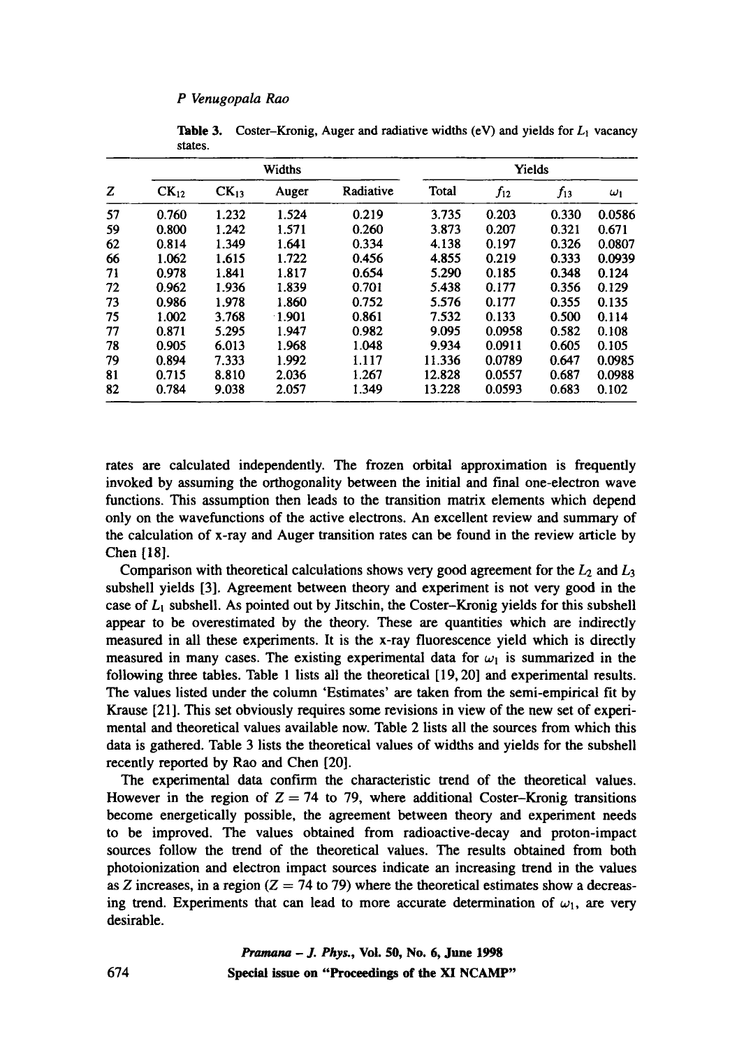**Table 3.** Coster–Kronig, Auger and radiative widths (eV) and yields for $L_1$ vacancy states.

| | Widths | | | | | Yields | | |
|---|---|---|---|---|---|---|---|---|
| $Z$ | $CK_{12}$ | $CK_{13}$ | Auger | Radiative | Total | $f_{12}$ | $f_{13}$ | $\omega_1$ |
| 57 | 0.760 | 1.232 | 1.524 | 0.219 | 3.735 | 0.203 | 0.330 | 0.0586 |
| 59 | 0.800 | 1.242 | 1.571 | 0.260 | 3.873 | 0.207 | 0.321 | 0.671 |
| 62 | 0.814 | 1.349 | 1.641 | 0.334 | 4.138 | 0.197 | 0.326 | 0.0807 |
| 66 | 1.062 | 1.615 | 1.722 | 0.456 | 4.855 | 0.219 | 0.333 | 0.0939 |
| 71 | 0.978 | 1.841 | 1.817 | 0.654 | 5.290 | 0.185 | 0.348 | 0.124 |
| 72 | 0.962 | 1.936 | 1.839 | 0.701 | 5.438 | 0.177 | 0.356 | 0.129 |
| 73 | 0.986 | 1.978 | 1.860 | 0.752 | 5.576 | 0.177 | 0.355 | 0.135 |
| 75 | 1.002 | 3.768 | 1.901 | 0.861 | 7.532 | 0.133 | 0.500 | 0.114 |
| 77 | 0.871 | 5.295 | 1.947 | 0.982 | 9.095 | 0.0958 | 0.582 | 0.108 |
| 78 | 0.905 | 6.013 | 1.968 | 1.048 | 9.934 | 0.0911 | 0.605 | 0.105 |
| 79 | 0.894 | 7.333 | 1.992 | 1.117 | 11.336 | 0.0789 | 0.647 | 0.0985 |
| 81 | 0.715 | 8.810 | 2.036 | 1.267 | 12.828 | 0.0557 | 0.687 | 0.0988 |
| 82 | 0.784 | 9.038 | 2.057 | 1.349 | 13.228 | 0.0593 | 0.683 | 0.102 |

rates are calculated independently. The frozen orbital approximation is frequently invoked by assuming the orthogonality between the initial and final one-electron wave functions. This assumption then leads to the transition matrix elements which depend only on the wavefunctions of the active electrons. An excellent review and summary of the calculation of x-ray and Auger transition rates can be found in the review article by Chen [18].

Comparison with theoretical calculations shows very good agreement for the $L_2$ and $L_3$ subshell yields [3]. Agreement between theory and experiment is not very good in the case of $L_1$ subshell. As pointed out by Jitschin, the Coster–Kronig yields for this subshell appear to be overestimated by the theory. These are quantities which are indirectly measured in all these experiments. It is the x-ray fluorescence yield which is directly measured in many cases. The existing experimental data for $\omega_1$ is summarized in the following three tables. Table 1 lists all the theoretical [19, 20] and experimental results. The values listed under the column 'Estimates' are taken from the semi-empirical fit by Krause [21]. This set obviously requires some revisions in view of the new set of experimental and theoretical values available now. Table 2 lists all the sources from which this data is gathered. Table 3 lists the theoretical values of widths and yields for the subshell recently reported by Rao and Chen [20].

The experimental data confirm the characteristic trend of the theoretical values. However in the region of $Z = 74$ to 79, where additional Coster–Kronig transitions become energetically possible, the agreement between theory and experiment needs to be improved. The values obtained from radioactive-decay and proton-impact sources follow the trend of the theoretical values. The results obtained from both photoionization and electron impact sources indicate an increasing trend in the values as Z increases, in a region ($Z = 74$ to 79) where the theoretical estimates show a decreasing trend. Experiments that can lead to more accurate determination of $\omega_1$, are very desirable.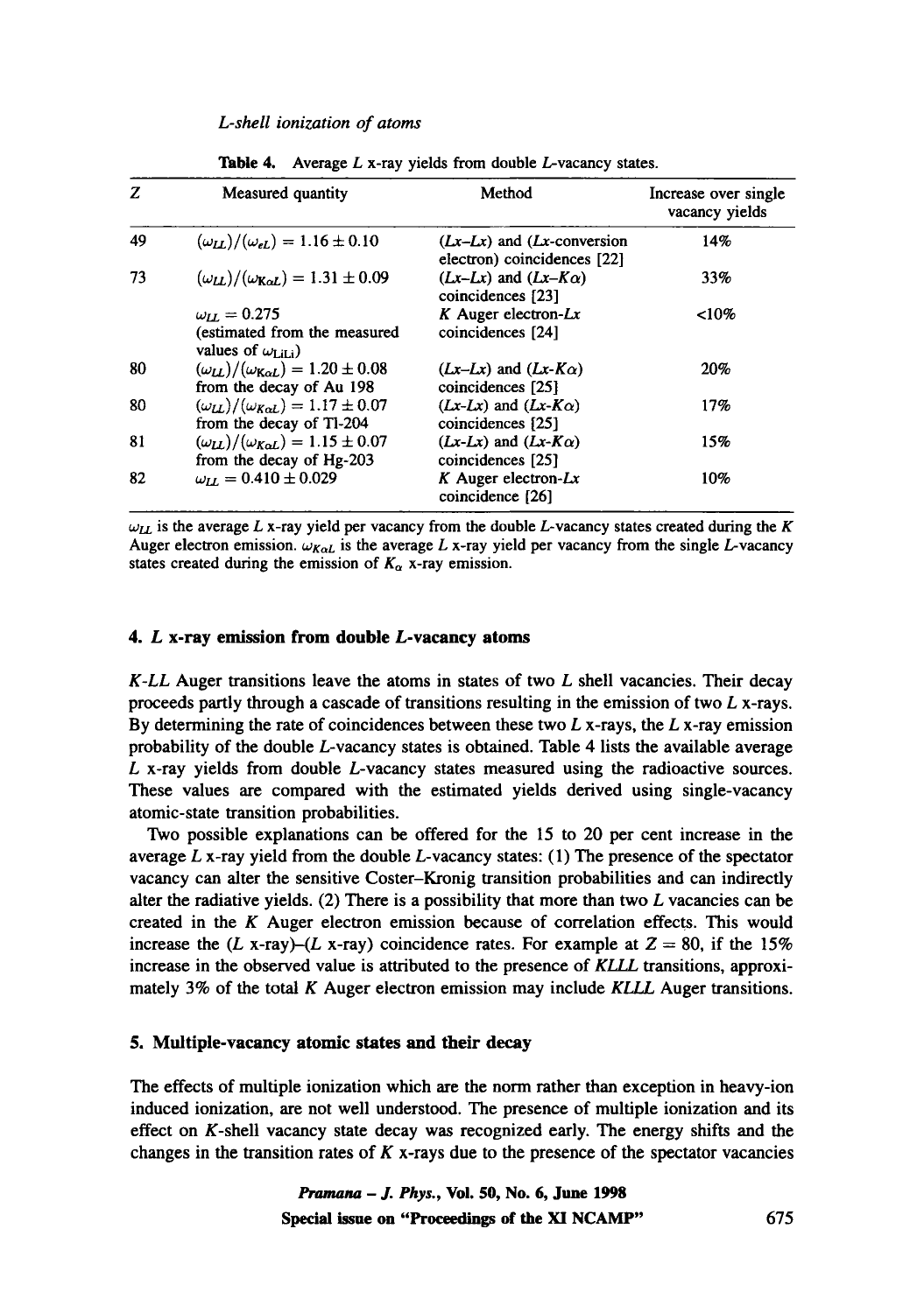**Table 4.** Average $L$ x-ray yields from double $L$-vacancy states.

| $Z$ | Measured quantity | Method | Increase over single vacancy yields |
|---|---|---|---|
| 49 | $(\omega_{LL})/(\omega_{eL}) = 1.16 \pm 0.10$ | ($Lx$–$Lx$) and ($Lx$-conversion electron) coincidences [22] | 14% |
| 73 | $(\omega_{LL})/(\omega_{K\alpha L}) = 1.31 \pm 0.09$ | ($Lx$–$Lx$) and ($Lx$–$K\alpha$) coincidences [23] | 33% |
| | $\omega_{LL} = 0.275$ (estimated from the measured values of $\omega_{\text{LiLi}}$) | $K$ Auger electron-$Lx$ coincidences [24] | <10% |
| 80 | $(\omega_{LL})/(\omega_{K\alpha L}) = 1.20 \pm 0.08$ from the decay of Au 198 | ($Lx$–$Lx$) and ($Lx$–$K\alpha$) coincidences [25] | 20% |
| 80 | $(\omega_{LL})/(\omega_{K\alpha L}) = 1.17 \pm 0.07$ from the decay of Tl-204 | ($Lx$–$Lx$) and ($Lx$–$K\alpha$) coincidences [25] | 17% |
| 81 | $(\omega_{LL})/(\omega_{K\alpha L}) = 1.15 \pm 0.07$ from the decay of Hg-203 | ($Lx$–$Lx$) and ($Lx$–$K\alpha$) coincidences [25] | 15% |
| 82 | $\omega_{LL} = 0.410 \pm 0.029$ | $K$ Auger electron-$Lx$ coincidence [26] | 10% |

$\omega_{LL}$ is the average $L$ x-ray yield per vacancy from the double $L$-vacancy states created during the $K$ Auger electron emission. $\omega_{K\alpha L}$ is the average $L$ x-ray yield per vacancy from the single $L$-vacancy states created during the emission of $K_\alpha$ x-ray emission.

## 4. $L$ x-ray emission from double $L$-vacancy atoms

$K$-$LL$ Auger transitions leave the atoms in states of two $L$ shell vacancies. Their decay proceeds partly through a cascade of transitions resulting in the emission of two $L$ x-rays. By determining the rate of coincidences between these two $L$ x-rays, the $L$ x-ray emission probability of the double $L$-vacancy states is obtained. Table 4 lists the available average $L$ x-ray yields from double $L$-vacancy states measured using the radioactive sources. These values are compared with the estimated yields derived using single-vacancy atomic-state transition probabilities.

Two possible explanations can be offered for the 15 to 20 per cent increase in the average $L$ x-ray yield from the double $L$-vacancy states: (1) The presence of the spectator vacancy can alter the sensitive Coster–Kronig transition probabilities and can indirectly alter the radiative yields. (2) There is a possibility that more than two $L$ vacancies can be created in the $K$ Auger electron emission because of correlation effects. This would increase the ($L$ x-ray)–($L$ x-ray) coincidence rates. For example at $Z = 80$, if the 15% increase in the observed value is attributed to the presence of $KLLL$ transitions, approximately 3% of the total $K$ Auger electron emission may include $KLLL$ Auger transitions.

## 5. Multiple-vacancy atomic states and their decay

The effects of multiple ionization which are the norm rather than exception in heavy-ion induced ionization, are not well understood. The presence of multiple ionization and its effect on $K$-shell vacancy state decay was recognized early. The energy shifts and the changes in the transition rates of $K$ x-rays due to the presence of the spectator vacancies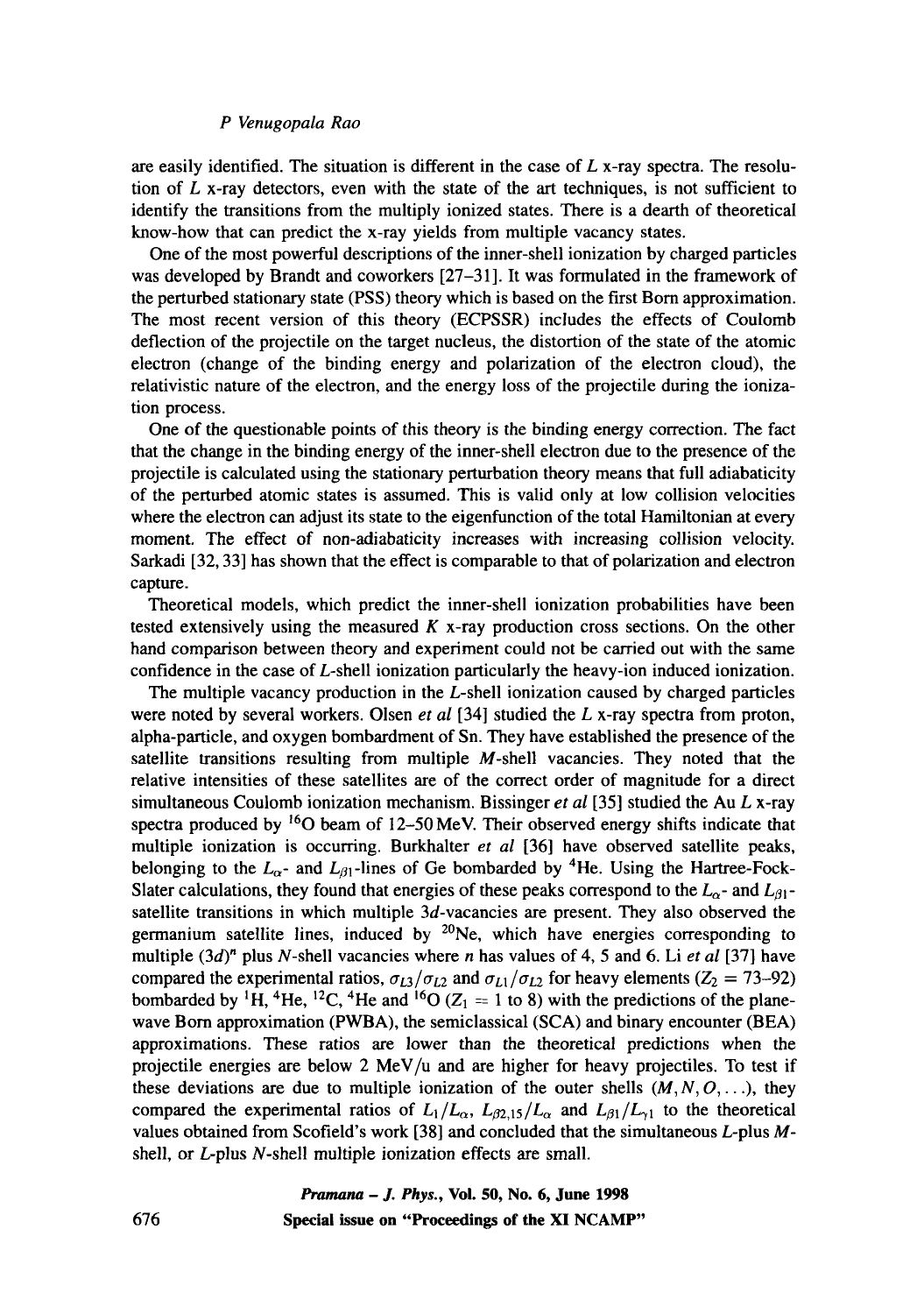are easily identified. The situation is different in the case of $L$ x-ray spectra. The resolution of $L$ x-ray detectors, even with the state of the art techniques, is not sufficient to identify the transitions from the multiply ionized states. There is a dearth of theoretical know-how that can predict the x-ray yields from multiple vacancy states.

One of the most powerful descriptions of the inner-shell ionization by charged particles was developed by Brandt and coworkers [27–31]. It was formulated in the framework of the perturbed stationary state (PSS) theory which is based on the first Born approximation. The most recent version of this theory (ECPSSR) includes the effects of Coulomb deflection of the projectile on the target nucleus, the distortion of the state of the atomic electron (change of the binding energy and polarization of the electron cloud), the relativistic nature of the electron, and the energy loss of the projectile during the ionization process.

One of the questionable points of this theory is the binding energy correction. The fact that the change in the binding energy of the inner-shell electron due to the presence of the projectile is calculated using the stationary perturbation theory means that full adiabaticity of the perturbed atomic states is assumed. This is valid only at low collision velocities where the electron can adjust its state to the eigenfunction of the total Hamiltonian at every moment. The effect of non-adiabaticity increases with increasing collision velocity. Sarkadi [32, 33] has shown that the effect is comparable to that of polarization and electron capture.

Theoretical models, which predict the inner-shell ionization probabilities have been tested extensively using the measured $K$ x-ray production cross sections. On the other hand comparison between theory and experiment could not be carried out with the same confidence in the case of $L$-shell ionization particularly the heavy-ion induced ionization.

The multiple vacancy production in the $L$-shell ionization caused by charged particles were noted by several workers. Olsen *et al* [34] studied the $L$ x-ray spectra from proton, alpha-particle, and oxygen bombardment of Sn. They have established the presence of the satellite transitions resulting from multiple $M$-shell vacancies. They noted that the relative intensities of these satellites are of the correct order of magnitude for a direct simultaneous Coulomb ionization mechanism. Bissinger *et al* [35] studied the Au $L$ x-ray spectra produced by $^{16}$O beam of 12–50 MeV. Their observed energy shifts indicate that multiple ionization is occurring. Burkhalter *et al* [36] have observed satellite peaks, belonging to the $L_\alpha$- and $L_{\beta1}$-lines of Ge bombarded by $^4$He. Using the Hartree-Fock-Slater calculations, they found that energies of these peaks correspond to the $L_\alpha$- and $L_{\beta1}$-satellite transitions in which multiple $3d$-vacancies are present. They also observed the germanium satellite lines, induced by $^{20}$Ne, which have energies corresponding to multiple $(3d)^n$ plus $N$-shell vacancies where $n$ has values of 4, 5 and 6. Li *et al* [37] have compared the experimental ratios, $\sigma_{L3}/\sigma_{L2}$ and $\sigma_{L1}/\sigma_{L2}$ for heavy elements ($Z_2 = 73$–$92$) bombarded by $^1$H, $^4$He, $^{12}$C, $^4$He and $^{16}$O ($Z_1 = 1$ to 8) with the predictions of the plane-wave Born approximation (PWBA), the semiclassical (SCA) and binary encounter (BEA) approximations. These ratios are lower than the theoretical predictions when the projectile energies are below 2 MeV/u and are higher for heavy projectiles. To test if these deviations are due to multiple ionization of the outer shells $(M, N, O, \ldots)$, they compared the experimental ratios of $L_1/L_\alpha$, $L_{\beta2,15}/L_\alpha$ and $L_{\beta1}/L_{\gamma1}$ to the theoretical values obtained from Scofield's work [38] and concluded that the simultaneous $L$-plus $M$-shell, or $L$-plus $N$-shell multiple ionization effects are small.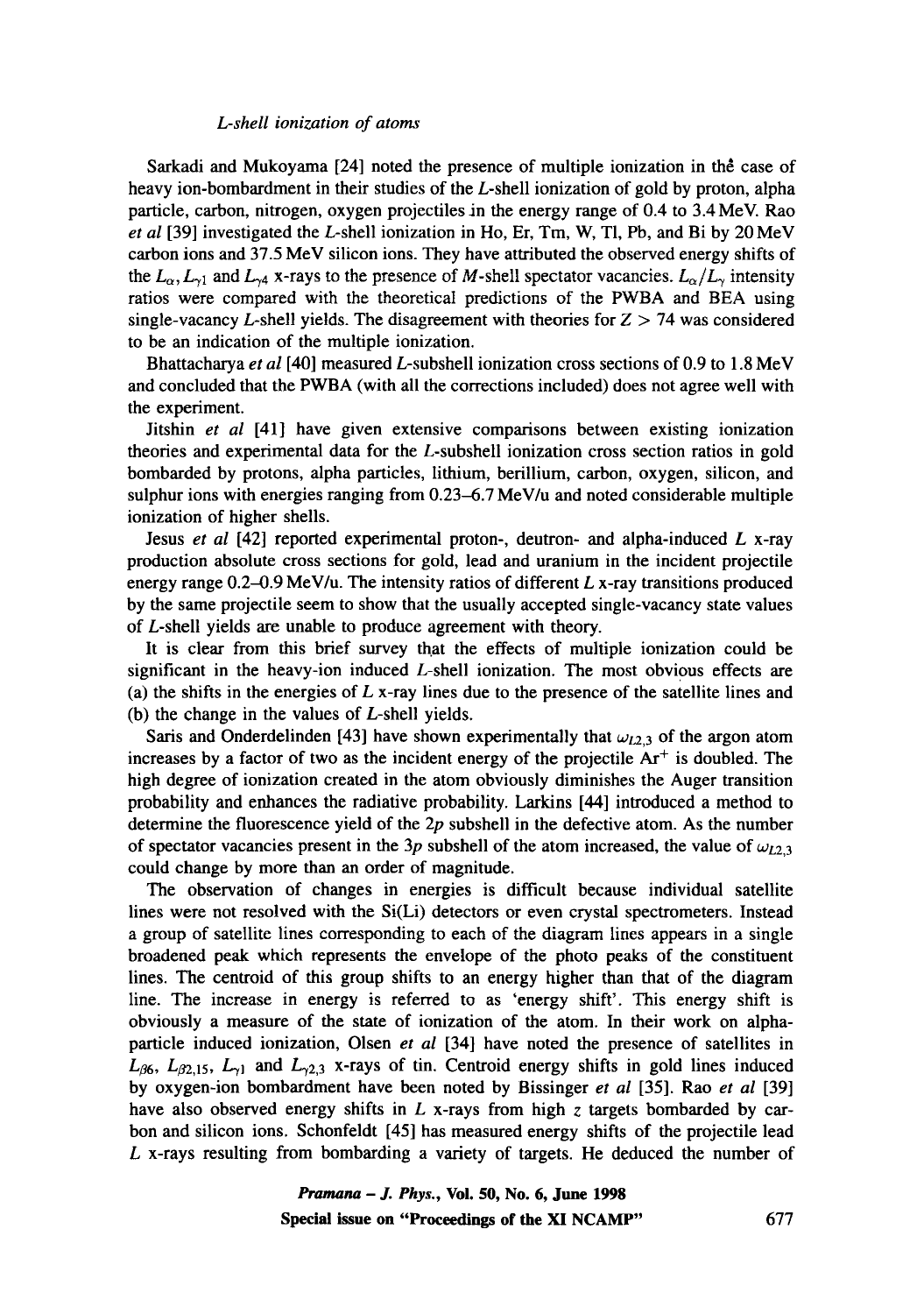Sarkadi and Mukoyama [24] noted the presence of multiple ionization in the case of heavy ion-bombardment in their studies of the $L$-shell ionization of gold by proton, alpha particle, carbon, nitrogen, oxygen projectiles in the energy range of 0.4 to 3.4 MeV. Rao *et al* [39] investigated the $L$-shell ionization in Ho, Er, Tm, W, Tl, Pb, and Bi by 20 MeV carbon ions and 37.5 MeV silicon ions. They have attributed the observed energy shifts of the $L_\alpha, L_{\gamma 1}$ and $L_{\gamma 4}$ x-rays to the presence of $M$-shell spectator vacancies. $L_\alpha/L_\gamma$ intensity ratios were compared with the theoretical predictions of the PWBA and BEA using single-vacancy $L$-shell yields. The disagreement with theories for $Z > 74$ was considered to be an indication of the multiple ionization.

Bhattacharya *et al* [40] measured $L$-subshell ionization cross sections of 0.9 to 1.8 MeV and concluded that the PWBA (with all the corrections included) does not agree well with the experiment.

Jitshin *et al* [41] have given extensive comparisons between existing ionization theories and experimental data for the $L$-subshell ionization cross section ratios in gold bombarded by protons, alpha particles, lithium, berillium, carbon, oxygen, silicon, and sulphur ions with energies ranging from 0.23–6.7 MeV/u and noted considerable multiple ionization of higher shells.

Jesus *et al* [42] reported experimental proton-, deutron- and alpha-induced $L$ x-ray production absolute cross sections for gold, lead and uranium in the incident projectile energy range 0.2–0.9 MeV/u. The intensity ratios of different $L$ x-ray transitions produced by the same projectile seem to show that the usually accepted single-vacancy state values of $L$-shell yields are unable to produce agreement with theory.

It is clear from this brief survey that the effects of multiple ionization could be significant in the heavy-ion induced $L$-shell ionization. The most obvious effects are (a) the shifts in the energies of $L$ x-ray lines due to the presence of the satellite lines and (b) the change in the values of $L$-shell yields.

Saris and Onderdelinden [43] have shown experimentally that $\omega_{L2,3}$ of the argon atom increases by a factor of two as the incident energy of the projectile $Ar^+$ is doubled. The high degree of ionization created in the atom obviously diminishes the Auger transition probability and enhances the radiative probability. Larkins [44] introduced a method to determine the fluorescence yield of the $2p$ subshell in the defective atom. As the number of spectator vacancies present in the $3p$ subshell of the atom increased, the value of $\omega_{L2,3}$ could change by more than an order of magnitude.

The observation of changes in energies is difficult because individual satellite lines were not resolved with the Si(Li) detectors or even crystal spectrometers. Instead a group of satellite lines corresponding to each of the diagram lines appears in a single broadened peak which represents the envelope of the photo peaks of the constituent lines. The centroid of this group shifts to an energy higher than that of the diagram line. The increase in energy is referred to as 'energy shift'. This energy shift is obviously a measure of the state of ionization of the atom. In their work on alpha-particle induced ionization, Olsen *et al* [34] have noted the presence of satellites in $L_{\beta 6}$, $L_{\beta 2,15}$, $L_{\gamma 1}$ and $L_{\gamma 2,3}$ x-rays of tin. Centroid energy shifts in gold lines induced by oxygen-ion bombardment have been noted by Bissinger *et al* [35]. Rao *et al* [39] have also observed energy shifts in $L$ x-rays from high $z$ targets bombarded by carbon and silicon ions. Schonfeldt [45] has measured energy shifts of the projectile lead $L$ x-rays resulting from bombarding a variety of targets. He deduced the number of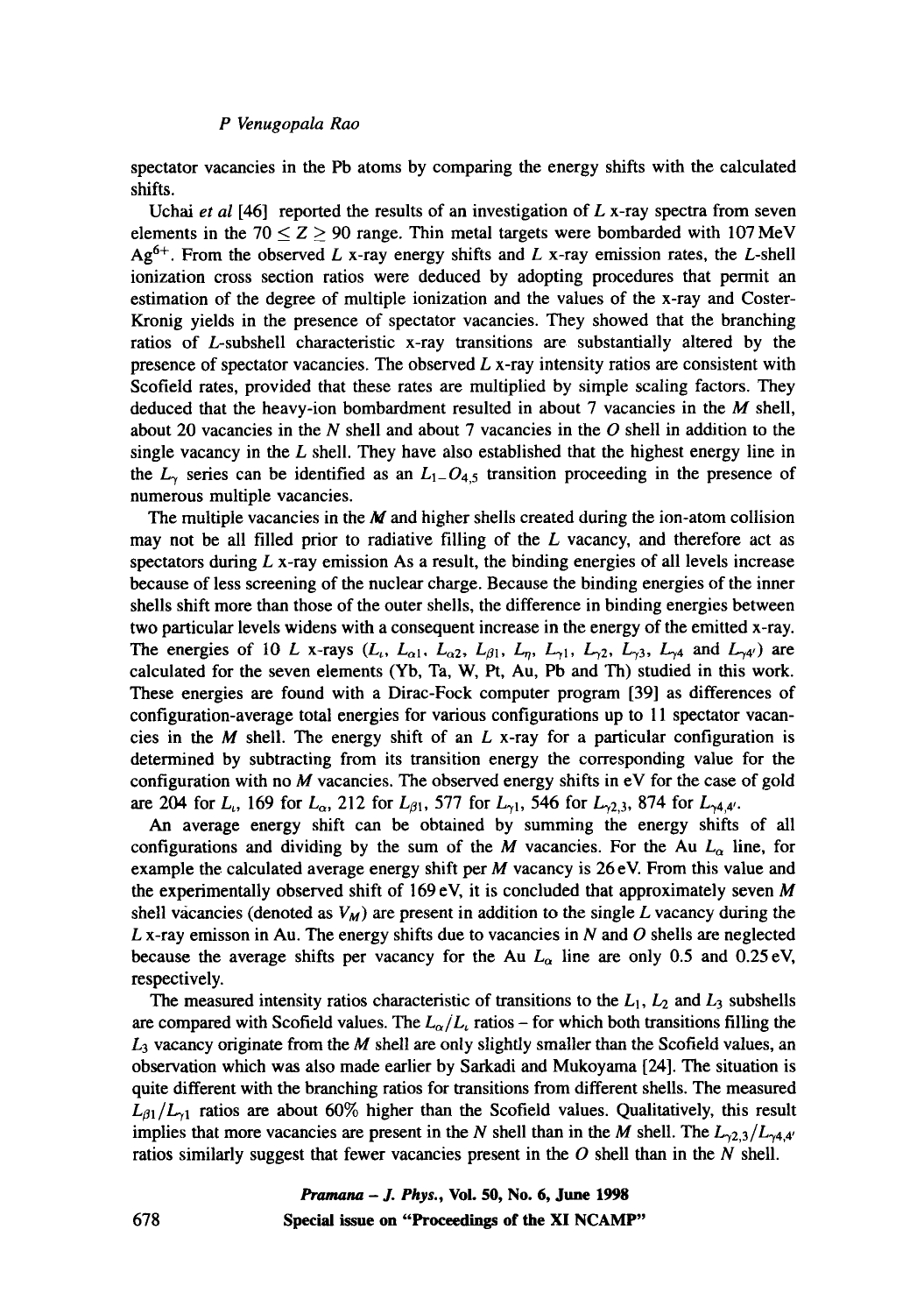spectator vacancies in the Pb atoms by comparing the energy shifts with the calculated shifts.

Uchai *et al* [46] reported the results of an investigation of $L$ x-ray spectra from seven elements in the $70 \leq Z \geq 90$ range. Thin metal targets were bombarded with 107 MeV $Ag^{6+}$. From the observed $L$ x-ray energy shifts and $L$ x-ray emission rates, the $L$-shell ionization cross section ratios were deduced by adopting procedures that permit an estimation of the degree of multiple ionization and the values of the x-ray and Coster-Kronig yields in the presence of spectator vacancies. They showed that the branching ratios of $L$-subshell characteristic x-ray transitions are substantially altered by the presence of spectator vacancies. The observed $L$ x-ray intensity ratios are consistent with Scofield rates, provided that these rates are multiplied by simple scaling factors. They deduced that the heavy-ion bombardment resulted in about 7 vacancies in the $M$ shell, about 20 vacancies in the $N$ shell and about 7 vacancies in the $O$ shell in addition to the single vacancy in the $L$ shell. They have also established that the highest energy line in the $L_\gamma$ series can be identified as an $L_{1-}O_{4,5}$ transition proceeding in the presence of numerous multiple vacancies.

The multiple vacancies in the $M$ and higher shells created during the ion-atom collision may not be all filled prior to radiative filling of the $L$ vacancy, and therefore act as spectators during $L$ x-ray emission As a result, the binding energies of all levels increase because of less screening of the nuclear charge. Because the binding energies of the inner shells shift more than those of the outer shells, the difference in binding energies between two particular levels widens with a consequent increase in the energy of the emitted x-ray. The energies of 10 $L$ x-rays ($L_\iota$, $L_{\alpha 1}$, $L_{\alpha 2}$, $L_{\beta 1}$, $L_\eta$, $L_{\gamma 1}$, $L_{\gamma 2}$, $L_{\gamma 3}$, $L_{\gamma 4}$ and $L_{\gamma 4'}$) are calculated for the seven elements (Yb, Ta, W, Pt, Au, Pb and Th) studied in this work. These energies are found with a Dirac-Fock computer program [39] as differences of configuration-average total energies for various configurations up to 11 spectator vacancies in the $M$ shell. The energy shift of an $L$ x-ray for a particular configuration is determined by subtracting from its transition energy the corresponding value for the configuration with no $M$ vacancies. The observed energy shifts in eV for the case of gold are 204 for $L_\iota$, 169 for $L_\alpha$, 212 for $L_{\beta 1}$, 577 for $L_{\gamma 1}$, 546 for $L_{\gamma 2,3}$, 874 for $L_{\gamma 4,4'}$.

An average energy shift can be obtained by summing the energy shifts of all configurations and dividing by the sum of the $M$ vacancies. For the Au $L_\alpha$ line, for example the calculated average energy shift per $M$ vacancy is 26 eV. From this value and the experimentally observed shift of 169 eV, it is concluded that approximately seven $M$ shell vacancies (denoted as $V_M$) are present in addition to the single $L$ vacancy during the $L$ x-ray emisson in Au. The energy shifts due to vacancies in $N$ and $O$ shells are neglected because the average shifts per vacancy for the Au $L_\alpha$ line are only 0.5 and 0.25 eV, respectively.

The measured intensity ratios characteristic of transitions to the $L_1$, $L_2$ and $L_3$ subshells are compared with Scofield values. The $L_\alpha/L_\iota$ ratios – for which both transitions filling the $L_3$ vacancy originate from the $M$ shell are only slightly smaller than the Scofield values, an observation which was also made earlier by Sarkadi and Mukoyama [24]. The situation is quite different with the branching ratios for transitions from different shells. The measured $L_{\beta 1}/L_{\gamma 1}$ ratios are about 60% higher than the Scofield values. Qualitatively, this result implies that more vacancies are present in the $N$ shell than in the $M$ shell. The $L_{\gamma 2,3}/L_{\gamma 4,4'}$ ratios similarly suggest that fewer vacancies present in the $O$ shell than in the $N$ shell.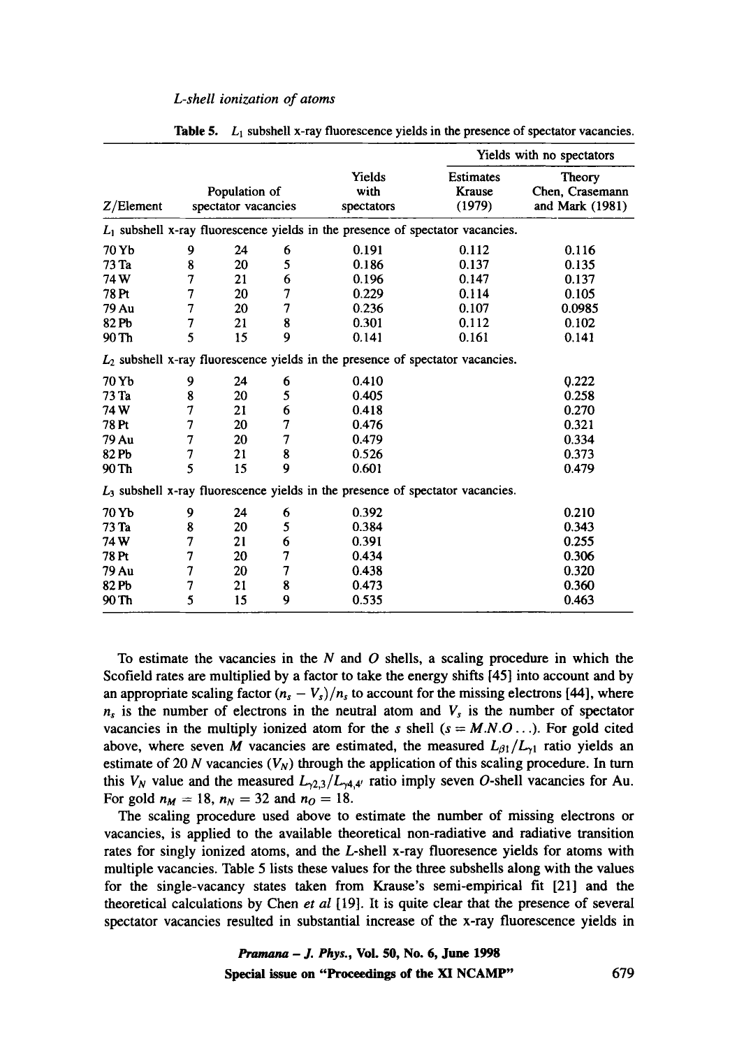**Table 5.** $L_1$ subshell x-ray fluorescence yields in the presence of spectator vacancies.

| Z/Element | Population of spectator vacancies | | | Yields with spectators | Yields with no spectators | |
|---|---|---|---|---|---|---|
| | | | | | Estimates Krause (1979) | Theory Chen, Crasemann and Mark (1981) |
| $L_1$ subshell x-ray fluorescence yields in the presence of spectator vacancies. | | | | | | |
| 70 Yb | 9 | 24 | 6 | 0.191 | 0.112 | 0.116 |
| 73 Ta | 8 | 20 | 5 | 0.186 | 0.137 | 0.135 |
| 74 W | 7 | 21 | 6 | 0.196 | 0.147 | 0.137 |
| 78 Pt | 7 | 20 | 7 | 0.229 | 0.114 | 0.105 |
| 79 Au | 7 | 20 | 7 | 0.236 | 0.107 | 0.0985 |
| 82 Pb | 7 | 21 | 8 | 0.301 | 0.112 | 0.102 |
| 90 Th | 5 | 15 | 9 | 0.141 | 0.161 | 0.141 |
| $L_2$ subshell x-ray fluorescence yields in the presence of spectator vacancies. | | | | | | |
| 70 Yb | 9 | 24 | 6 | 0.410 | | 0.222 |
| 73 Ta | 8 | 20 | 5 | 0.405 | | 0.258 |
| 74 W | 7 | 21 | 6 | 0.418 | | 0.270 |
| 78 Pt | 7 | 20 | 7 | 0.476 | | 0.321 |
| 79 Au | 7 | 20 | 7 | 0.479 | | 0.334 |
| 82 Pb | 7 | 21 | 8 | 0.526 | | 0.373 |
| 90 Th | 5 | 15 | 9 | 0.601 | | 0.479 |
| $L_3$ subshell x-ray fluorescence yields in the presence of spectator vacancies. | | | | | | |
| 70 Yb | 9 | 24 | 6 | 0.392 | | 0.210 |
| 73 Ta | 8 | 20 | 5 | 0.384 | | 0.343 |
| 74 W | 7 | 21 | 6 | 0.391 | | 0.255 |
| 78 Pt | 7 | 20 | 7 | 0.434 | | 0.306 |
| 79 Au | 7 | 20 | 7 | 0.438 | | 0.320 |
| 82 Pb | 7 | 21 | 8 | 0.473 | | 0.360 |
| 90 Th | 5 | 15 | 9 | 0.535 | | 0.463 |

To estimate the vacancies in the $N$ and $O$ shells, a scaling procedure in which the Scofield rates are multiplied by a factor to take the energy shifts [45] into account and by an appropriate scaling factor $(n_s - V_s)/n_s$ to account for the missing electrons [44], where $n_s$ is the number of electrons in the neutral atom and $V_s$ is the number of spectator vacancies in the multiply ionized atom for the $s$ shell ($s = M.N.O\ldots$). For gold cited above, where seven $M$ vacancies are estimated, the measured $L_{\beta 1}/L_{\gamma 1}$ ratio yields an estimate of 20 $N$ vacancies ($V_N$) through the application of this scaling procedure. In turn this $V_N$ value and the measured $L_{\gamma 2,3}/L_{\gamma 4,4'}$ ratio imply seven $O$-shell vacancies for Au. For gold $n_M = 18$, $n_N = 32$ and $n_O = 18$.

The scaling procedure used above to estimate the number of missing electrons or vacancies, is applied to the available theoretical non-radiative and radiative transition rates for singly ionized atoms, and the $L$-shell x-ray fluoresence yields for atoms with multiple vacancies. Table 5 lists these values for the three subshells along with the values for the single-vacancy states taken from Krause's semi-empirical fit [21] and the theoretical calculations by Chen *et al* [19]. It is quite clear that the presence of several spectator vacancies resulted in substantial increase of the x-ray fluorescence yields in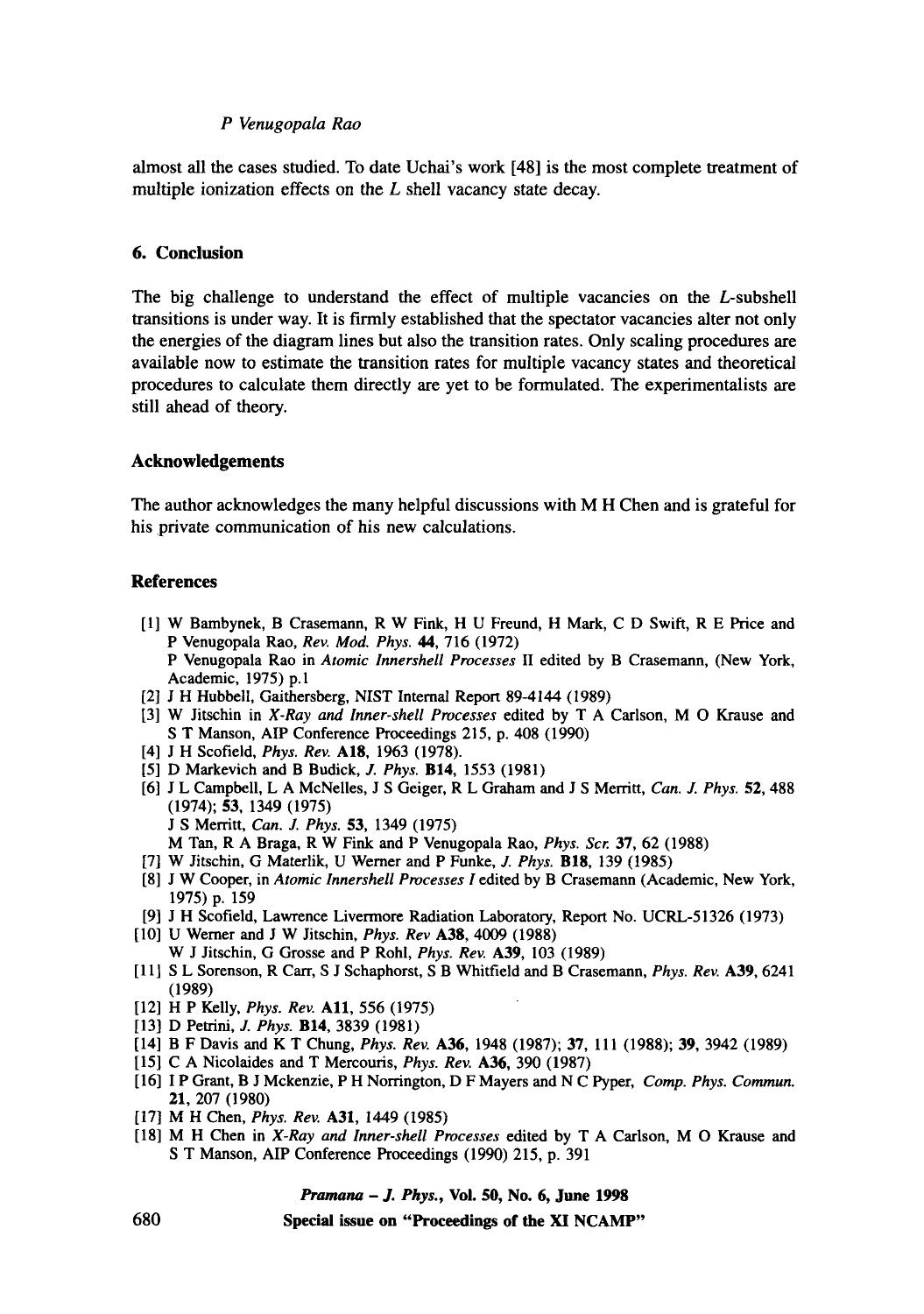almost all the cases studied. To date Uchai's work [48] is the most complete treatment of multiple ionization effects on the $L$ shell vacancy state decay.

## 6. Conclusion

The big challenge to understand the effect of multiple vacancies on the $L$-subshell transitions is under way. It is firmly established that the spectator vacancies alter not only the energies of the diagram lines but also the transition rates. Only scaling procedures are available now to estimate the transition rates for multiple vacancy states and theoretical procedures to calculate them directly are yet to be formulated. The experimentalists are still ahead of theory.

## Acknowledgements

The author acknowledges the many helpful discussions with M H Chen and is grateful for his private communication of his new calculations.

## References

[1] W Bambynek, B Crasemann, R W Fink, H U Freund, H Mark, C D Swift, R E Price and P Venugopala Rao, *Rev. Mod. Phys.* **44**, 716 (1972)
P Venugopala Rao in *Atomic Innershell Processes* II edited by B Crasemann, (New York, Academic, 1975) p.1

[2] J H Hubbell, Gaithersberg, NIST Internal Report 89-4144 (1989)

[3] W Jitschin in *X-Ray and Inner-shell Processes* edited by T A Carlson, M O Krause and S T Manson, AIP Conference Proceedings 215, p. 408 (1990)

[4] J H Scofield, *Phys. Rev.* **A18**, 1963 (1978).

[5] D Markevich and B Budick, *J. Phys.* **B14**, 1553 (1981)

[6] J L Campbell, L A McNelles, J S Geiger, R L Graham and J S Merritt, *Can. J. Phys.* **52**, 488 (1974); **53**, 1349 (1975)
J S Merritt, *Can. J. Phys.* **53**, 1349 (1975)
M Tan, R A Braga, R W Fink and P Venugopala Rao, *Phys. Scr.* **37**, 62 (1988)

[7] W Jitschin, G Materlik, U Werner and P Funke, *J. Phys.* **B18**, 139 (1985)

[8] J W Cooper, in *Atomic Innershell Processes I* edited by B Crasemann (Academic, New York, 1975) p. 159

[9] J H Scofield, Lawrence Livermore Radiation Laboratory, Report No. UCRL-51326 (1973)

[10] U Werner and J W Jitschin, *Phys. Rev* **A38**, 4009 (1988)
W J Jitschin, G Grosse and P Rohl, *Phys. Rev.* **A39**, 103 (1989)

[11] S L Sorenson, R Carr, S J Schaphorst, S B Whitfield and B Crasemann, *Phys. Rev.* **A39**, 6241 (1989)

[12] H P Kelly, *Phys. Rev.* **A11**, 556 (1975)

[13] D Petrini, *J. Phys.* **B14**, 3839 (1981)

[14] B F Davis and K T Chung, *Phys. Rev.* **A36**, 1948 (1987); **37**, 111 (1988); **39**, 3942 (1989)

[15] C A Nicolaides and T Mercouris, *Phys. Rev.* **A36**, 390 (1987)

[16] I P Grant, B J Mckenzie, P H Norrington, D F Mayers and N C Pyper, *Comp. Phys. Commun.* **21**, 207 (1980)

[17] M H Chen, *Phys. Rev.* **A31**, 1449 (1985)

[18] M H Chen in *X-Ray and Inner-shell Processes* edited by T A Carlson, M O Krause and S T Manson, AIP Conference Proceedings (1990) 215, p. 391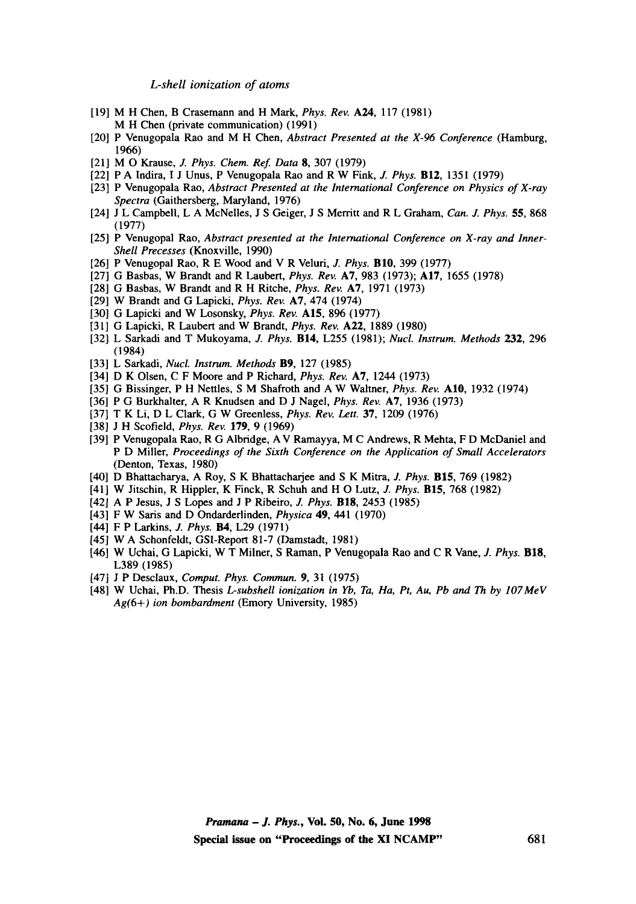[19] M H Chen, B Crasemann and H Mark, *Phys. Rev.* **A24**, 117 (1981)
M H Chen (private communication) (1991)

[20] P Venugopala Rao and M H Chen, *Abstract Presented at the X-96 Conference* (Hamburg, 1966)

[21] M O Krause, *J. Phys. Chem. Ref. Data* **8**, 307 (1979)

[22] P A Indira, I J Unus, P Venugopala Rao and R W Fink, *J. Phys.* **B12**, 1351 (1979)

[23] P Venugopala Rao, *Abstract Presented at the International Conference on Physics of X-ray Spectra* (Gaithersberg, Maryland, 1976)

[24] J L Campbell, L A McNelles, J S Geiger, J S Merritt and R L Graham, *Can. J. Phys.* **55**, 868 (1977)

[25] P Venugopal Rao, *Abstract presented at the International Conference on X-ray and Inner-Shell Precesses* (Knoxville, 1990)

[26] P Venugopal Rao, R E Wood and V R Veluri, *J. Phys.* **B10**, 399 (1977)

[27] G Basbas, W Brandt and R Laubert, *Phys. Rev.* **A7**, 983 (1973); **A17**, 1655 (1978)

[28] G Basbas, W Brandt and R H Ritche, *Phys. Rev.* **A7**, 1971 (1973)

[29] W Brandt and G Lapicki, *Phys. Rev.* **A7**, 474 (1974)

[30] G Lapicki and W Losonsky, *Phys. Rev.* **A15**, 896 (1977)

[31] G Lapicki, R Laubert and W Brandt, *Phys. Rev.* **A22**, 1889 (1980)

[32] L Sarkadi and T Mukoyama, *J. Phys.* **B14**, L255 (1981); *Nucl. Instrum. Methods* **232**, 296 (1984)

[33] L Sarkadi, *Nucl. Instrum. Methods* **B9**, 127 (1985)

[34] D K Olsen, C F Moore and P Richard, *Phys. Rev.* **A7**, 1244 (1973)

[35] G Bissinger, P H Nettles, S M Shafroth and A W Waltner, *Phys. Rev.* **A10**, 1932 (1974)

[36] P G Burkhalter, A R Knudsen and D J Nagel, *Phys. Rev.* **A7**, 1936 (1973)

[37] T K Li, D L Clark, G W Greenless, *Phys. Rev. Lett.* **37**, 1209 (1976)

[38] J H Scofield, *Phys. Rev.* **179**, 9 (1969)

[39] P Venugopala Rao, R G Albridge, A V Ramayya, M C Andrews, R Mehta, F D McDaniel and P D Miller, *Proceedings of the Sixth Conference on the Application of Small Accelerators* (Denton, Texas, 1980)

[40] D Bhattacharya, A Roy, S K Bhattacharjee and S K Mitra, *J. Phys.* **B15**, 769 (1982)

[41] W Jitschin, R Hippler, K Finck, R Schuh and H O Lutz, *J. Phys.* **B15**, 768 (1982)

[42] A P Jesus, J S Lopes and J P Ribeiro, *J. Phys.* **B18**, 2453 (1985)

[43] F W Saris and D Ondarderlinden, *Physica* **49**, 441 (1970)

[44] F P Larkins, *J. Phys.* **B4**, L29 (1971)

[45] W A Schonfeldt, GSI-Report 81-7 (Damstadt, 1981)

[46] W Uchai, G Lapicki, W T Milner, S Raman, P Venugopala Rao and C R Vane, *J. Phys.* **B18**, L389 (1985)

[47] J P Desclaux, *Comput. Phys. Commun.* **9**, 31 (1975)

[48] W Uchai, Ph.D. Thesis *L-subshell ionization in Yb, Ta, Ha, Pt, Au, Pb and Th by 107 MeV Ag(6+) ion bombardment* (Emory University, 1985)